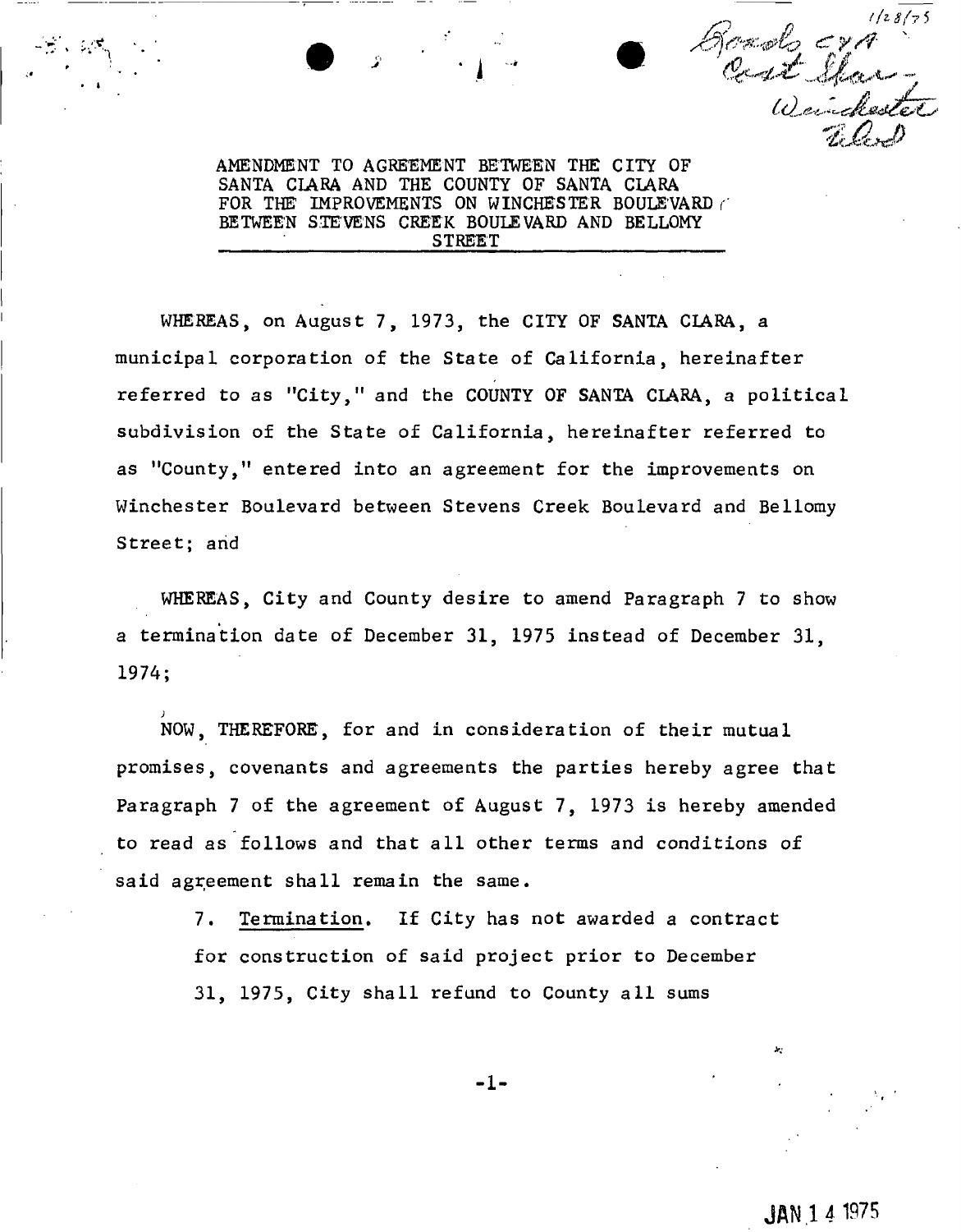1/28/75

Roads CYA
Cost Share -
Winchester
Filed

## AMENDMENT TO AGREEMENT BETWEEN THE CITY OF SANTA CLARA AND THE COUNTY OF SANTA CLARA FOR THE IMPROVEMENTS ON WINCHESTER BOULEVARD BETWEEN STEVENS CREEK BOULEVARD AND BELLOMY STREET

WHEREAS, on August 7, 1973, the CITY OF SANTA CLARA, a municipal corporation of the State of California, hereinafter referred to as "City," and the COUNTY OF SANTA CLARA, a political subdivision of the State of California, hereinafter referred to as "County," entered into an agreement for the improvements on Winchester Boulevard between Stevens Creek Boulevard and Bellomy Street; and

WHEREAS, City and County desire to amend Paragraph 7 to show a termination date of December 31, 1975 instead of December 31, 1974;

NOW, THEREFORE, for and in consideration of their mutual promises, covenants and agreements the parties hereby agree that Paragraph 7 of the agreement of August 7, 1973 is hereby amended to read as follows and that all other terms and conditions of said agreement shall remain the same.

> 7. Termination. If City has not awarded a contract for construction of said project prior to December 31, 1975, City shall refund to County all sums

JAN 14 1975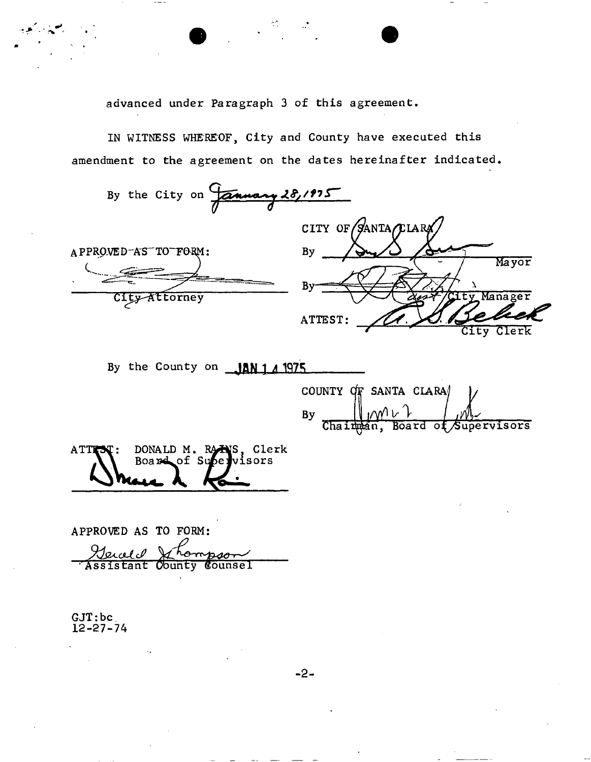advanced under Paragraph 3 of this agreement.

IN WITNESS WHEREOF, City and County have executed this amendment to the agreement on the dates hereinafter indicated.

By the City on January 28, 1975

CITY OF SANTA CLARA

By ______________________ Mayor

By ______________________ City Manager

ATTEST: ______________________ City Clerk

APPROVED AS TO FORM:

______________________
City Attorney

By the County on JAN 14 1975

COUNTY OF SANTA CLARA

By ______________________
Chairman, Board of Supervisors

ATTEST: DONALD M. RAINS, Clerk
Board of Supervisors

______________________

APPROVED AS TO FORM:

Gerald J. Thompson
Assistant County Counsel

GJT:bc
12-27-74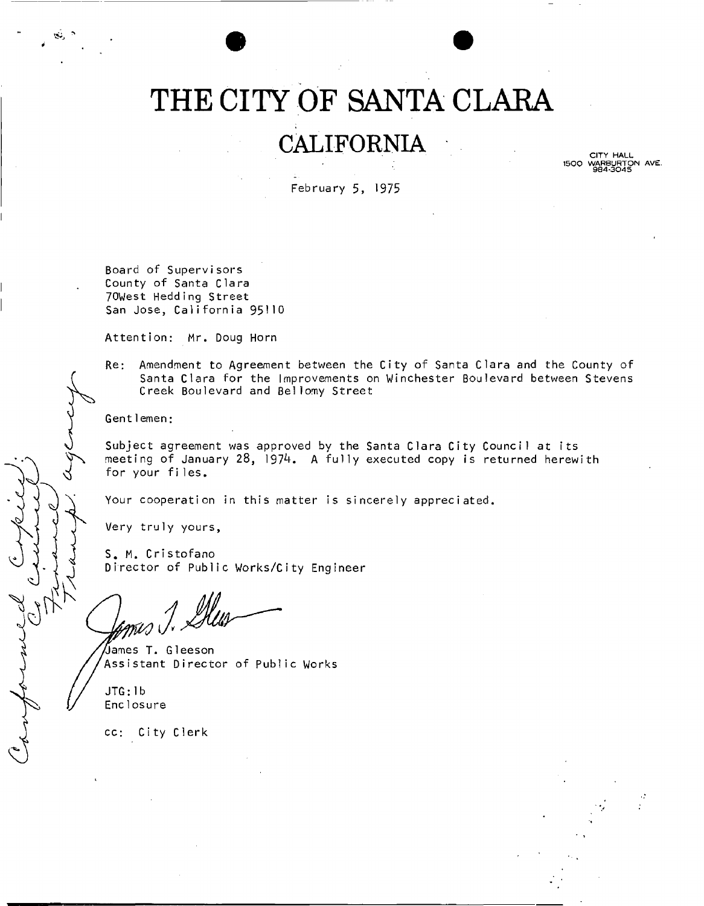# THE CITY OF SANTA CLARA

## CALIFORNIA

CITY HALL
1500 WARBURTON AVE.
984-3045

February 5, 1975

Board of Supervisors
County of Santa Clara
70West Hedding Street
San Jose, California 95110

Attention: Mr. Doug Horn

Re: Amendment to Agreement between the City of Santa Clara and the County of Santa Clara for the Improvements on Winchester Boulevard between Stevens Creek Boulevard and Bellomy Street

Gentlemen:

Subject agreement was approved by the Santa Clara City Council at its meeting of January 28, 1974. A fully executed copy is returned herewith for your files.

Your cooperation in this matter is sincerely appreciated.

Very truly yours,

S. M. Cristofano
Director of Public Works/City Engineer

James T. Gleeson
Assistant Director of Public Works

JTG:lb
Enclosure

cc: City Clerk

Conformed copies: Co. Council, Finance, Transp. agency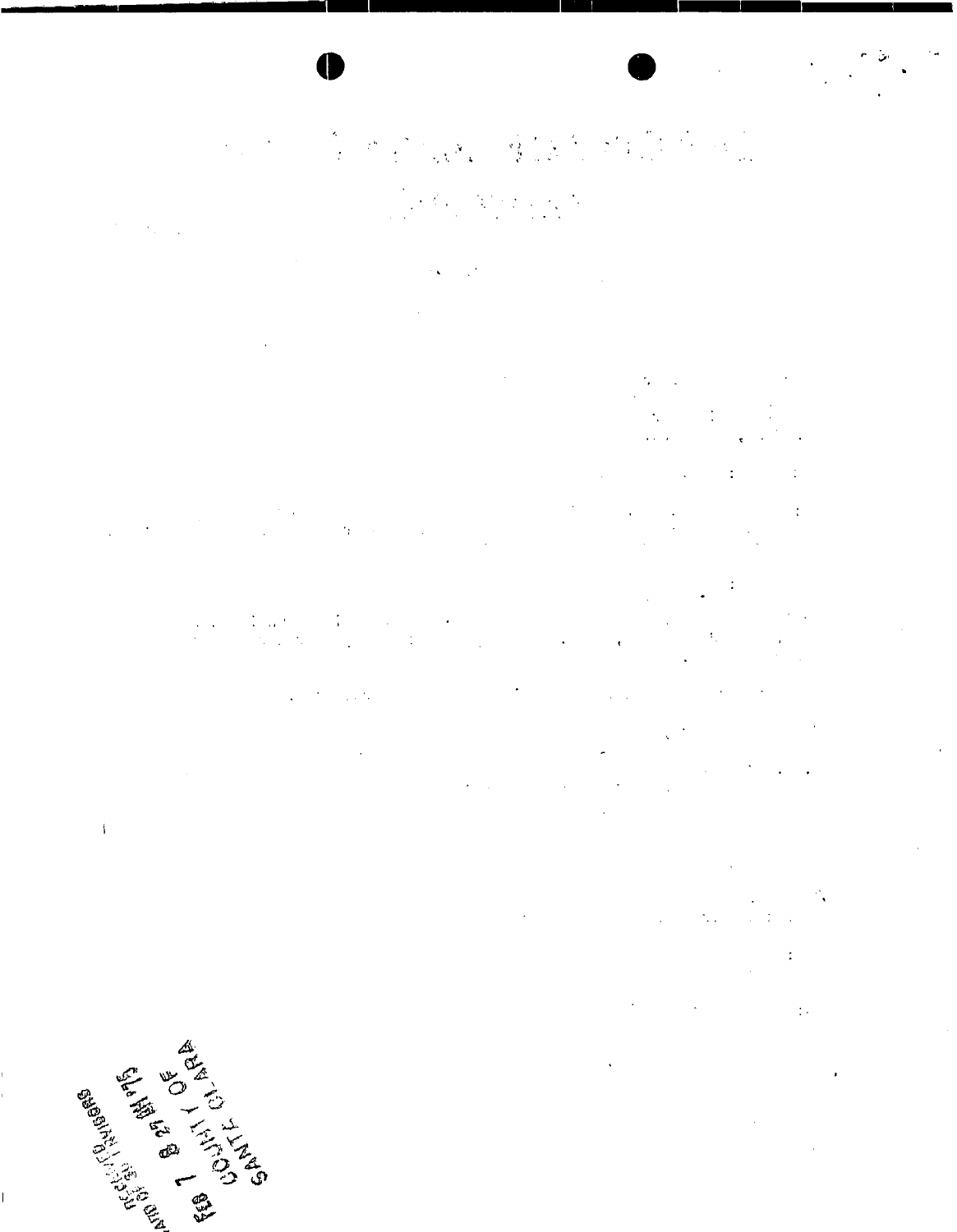RECEIVED
BOARD OF SUPERVISORS
FEB 7 8 27 AM '75
COUNTY OF
SANTA CLARA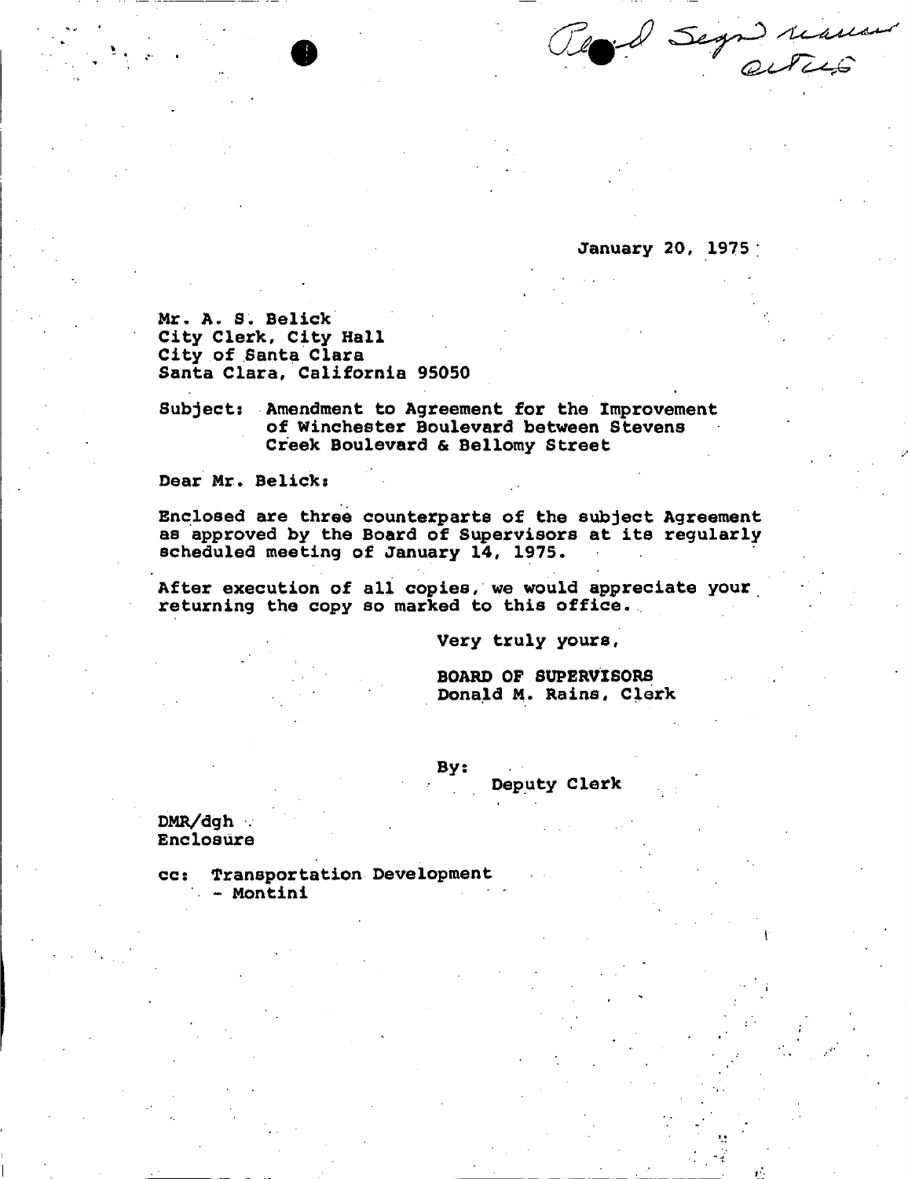Rec'd Segn'd returned

January 20, 1975

Mr. A. S. Belick
City Clerk, City Hall
City of Santa Clara
Santa Clara, California 95050

Subject: Amendment to Agreement for the Improvement of Winchester Boulevard between Stevens Creek Boulevard & Bellomy Street

Dear Mr. Belick:

Enclosed are three counterparts of the subject Agreement as approved by the Board of Supervisors at its regularly scheduled meeting of January 14, 1975.

After execution of all copies, we would appreciate your returning the copy so marked to this office.

Very truly yours,

BOARD OF SUPERVISORS
Donald M. Rains, Clerk

By:
Deputy Clerk

DMR/dgh
Enclosure

cc: Transportation Development
- Montini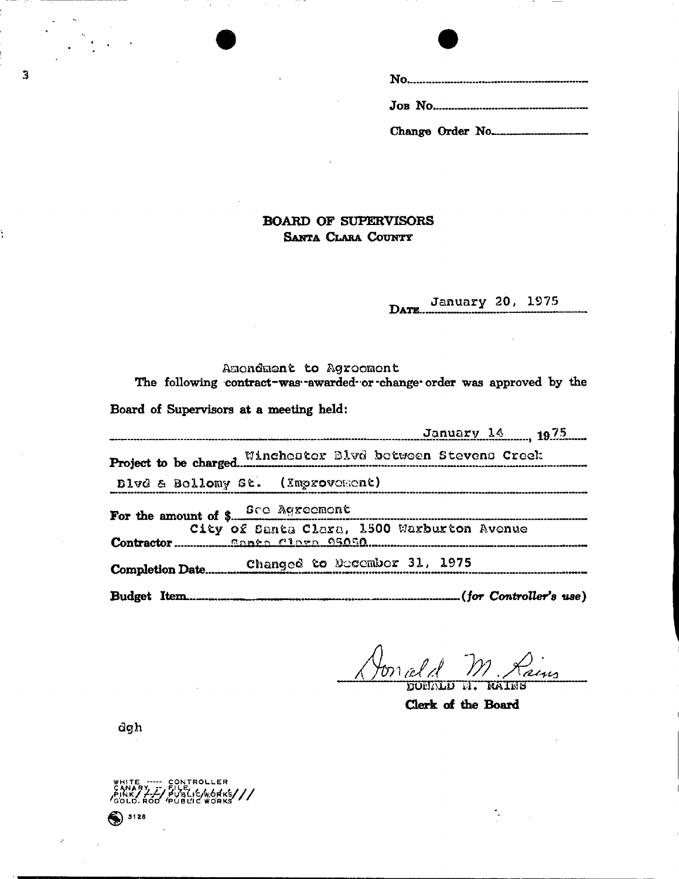No.

Job No.

Change Order No.

**BOARD OF SUPERVISORS**
**Santa Clara County**

Date January 20, 1975

Amendment to Agreement

The following ~~contract was awarded or change order~~ was approved by the Board of Supervisors at a meeting held:

January 14, 1975

Project to be charged Winchester Blvd between Stevens Creek Blvd & Bellomy St. (Improvement)

For the amount of $ See Agreement

Contractor City of Santa Clara, 1500 Warburton Avenue Santa Clara 95050

Completion Date Changed to December 31, 1975

Budget Item *(for Controller's use)*

Donald M. Rains
DONALD M. RAINS
**Clerk of the Board**

dgh

WHITE ----- CONTROLLER
CANARY -- FILE
PINK -- PUBLIC WORKS
GOLD. ROD PUBLIC WORKS

3128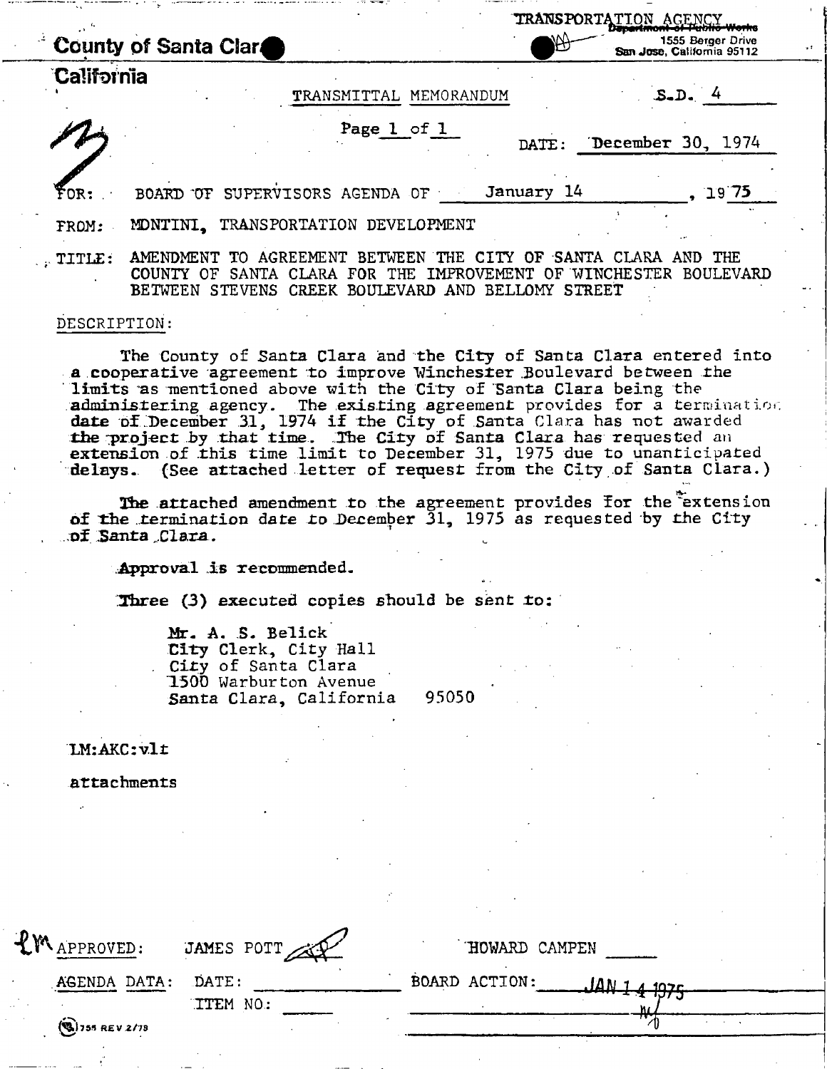**County of Santa Clara**

**California**

TRANSPORTATION AGENCY
Department of Public Works
1555 Berger Drive
San Jose, California 95112

TRANSMITTAL MEMORANDUM

S.D. 4

Page 1 of 1

DATE: December 30, 1974

FOR: BOARD OF SUPERVISORS AGENDA OF January 14, 1975

FROM: MONTINI, TRANSPORTATION DEVELOPMENT

TITLE: AMENDMENT TO AGREEMENT BETWEEN THE CITY OF SANTA CLARA AND THE COUNTY OF SANTA CLARA FOR THE IMPROVEMENT OF WINCHESTER BOULEVARD BETWEEN STEVENS CREEK BOULEVARD AND BELLOMY STREET

DESCRIPTION:

The County of Santa Clara and the City of Santa Clara entered into a cooperative agreement to improve Winchester Boulevard between the limits as mentioned above with the City of Santa Clara being the administering agency. The existing agreement provides for a termination date of December 31, 1974 if the City of Santa Clara has not awarded the project by that time. The City of Santa Clara has requested an extension of this time limit to December 31, 1975 due to unanticipated delays. (See attached letter of request from the City of Santa Clara.)

The attached amendment to the agreement provides for the extension of the termination date to December 31, 1975 as requested by the City of Santa Clara.

Approval is recommended.

Three (3) executed copies should be sent to:

Mr. A. S. Belick
City Clerk, City Hall
City of Santa Clara
1500 Warburton Avenue
Santa Clara, California 95050

LM:AKC:vlt

attachments

APPROVED: JAMES POTT HOWARD CAMPEN

AGENDA DATA: DATE: ITEM NO: BOARD ACTION: JAN 14 1975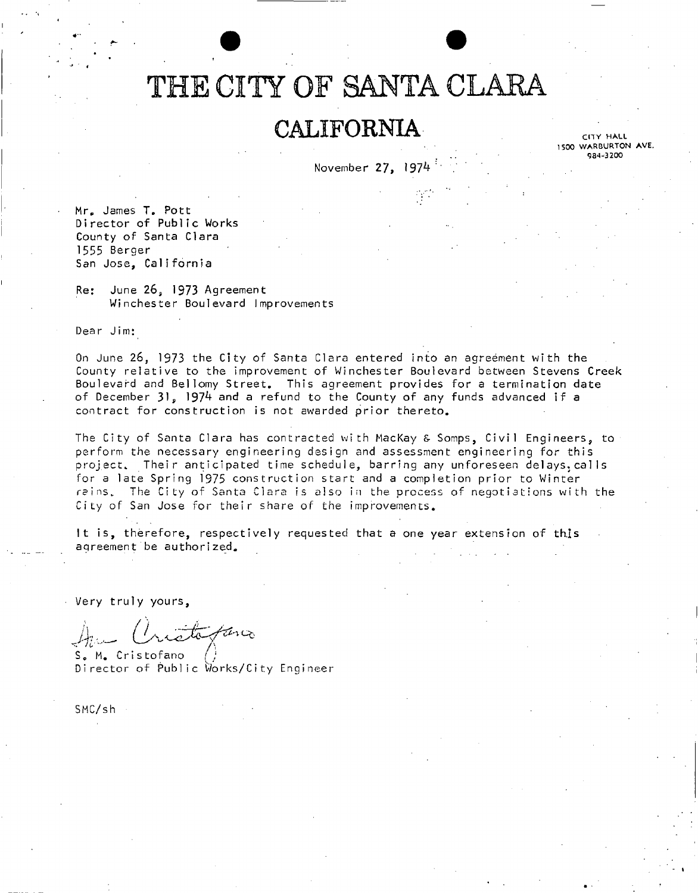# THE CITY OF SANTA CLARA

## CALIFORNIA

CITY HALL
1500 WARBURTON AVE.
984-3200

November 27, 1974

Mr. James T. Pott
Director of Public Works
County of Santa Clara
1555 Berger
San Jose, California

Re: June 26, 1973 Agreement
Winchester Boulevard Improvements

Dear Jim:

On June 26, 1973 the City of Santa Clara entered into an agreement with the County relative to the improvement of Winchester Boulevard between Stevens Creek Boulevard and Bellomy Street. This agreement provides for a termination date of December 31, 1974 and a refund to the County of any funds advanced if a contract for construction is not awarded prior thereto.

The City of Santa Clara has contracted with MacKay & Somps, Civil Engineers, to perform the necessary engineering design and assessment engineering for this project. Their anticipated time schedule, barring any unforeseen delays, calls for a late Spring 1975 construction start and a completion prior to Winter rains. The City of Santa Clara is also in the process of negotiations with the City of San Jose for their share of the improvements.

It is, therefore, respectively requested that a one year extension of this agreement be authorized.

Very truly yours,

S. M. Cristofano
Director of Public Works/City Engineer

SMC/sh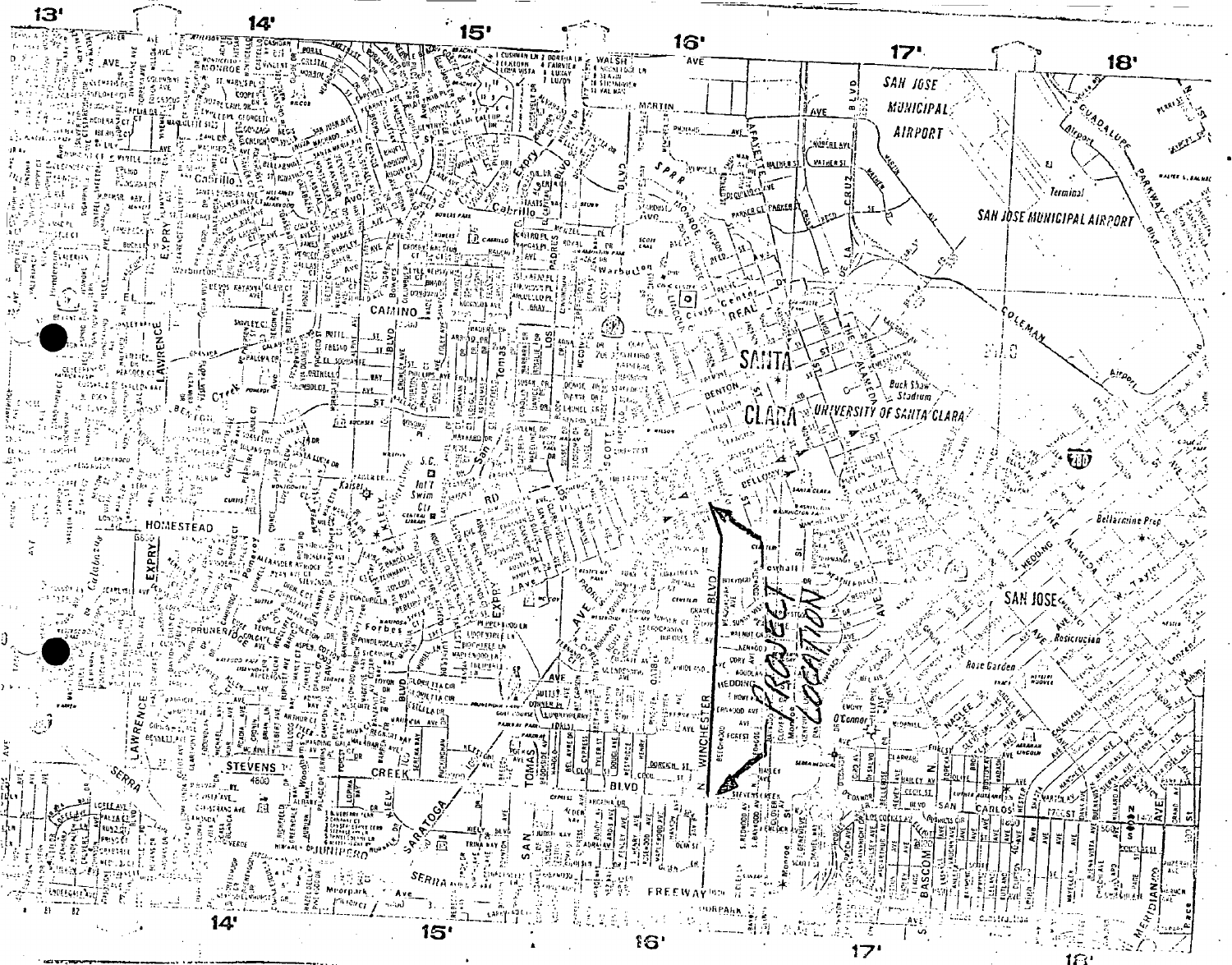13'

14'

15'

16'

17'

18'

SAN JOSE MUNICIPAL AIRPORT

SAN JOSE MUNICIPAL AIRPORT

SANTA CLARA

UNIVERSITY OF SANTA CLARA

SAN JOSE

PROJECT LOCATION

14'

15'

16'

17'

18'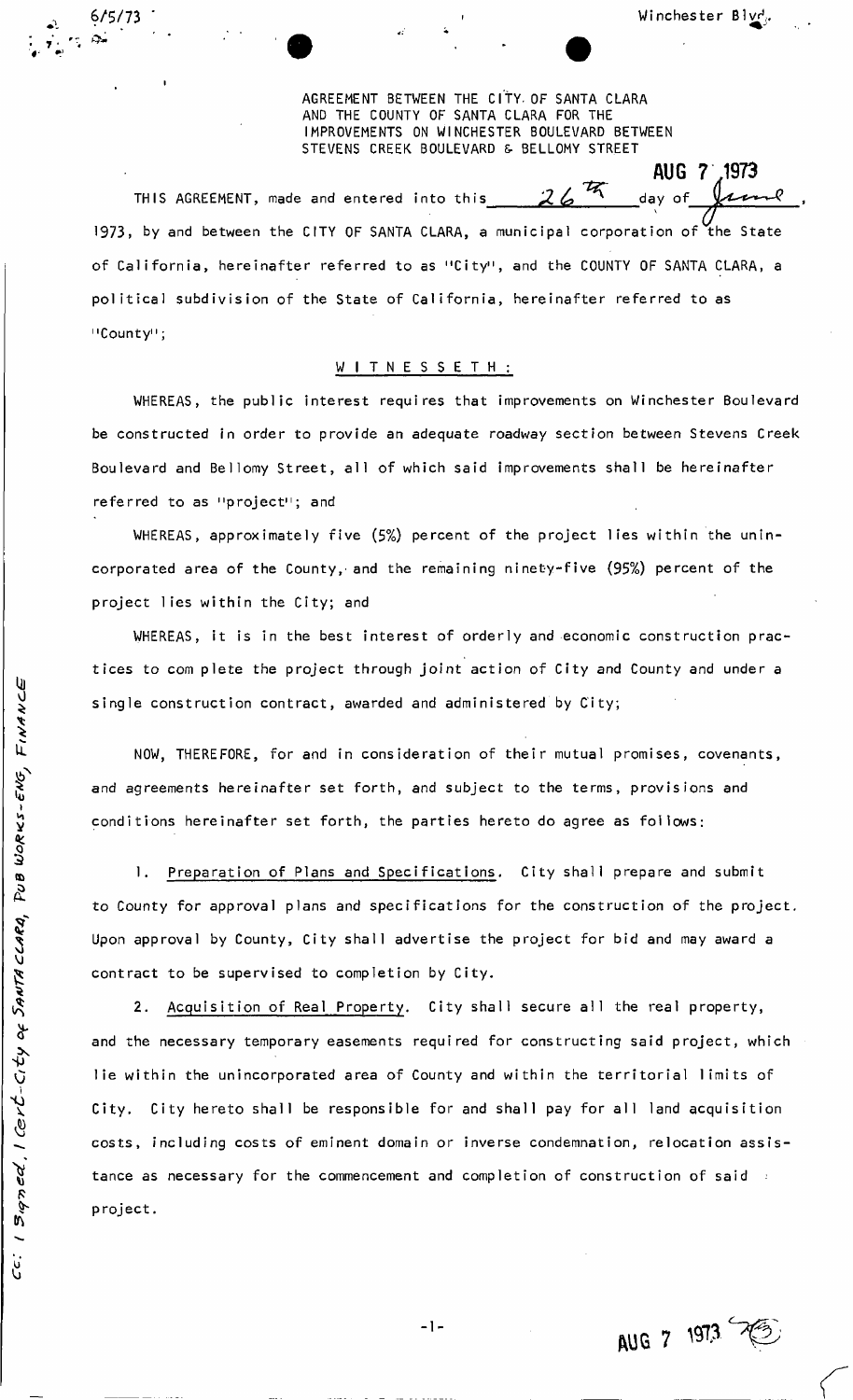6/5/73

Winchester Blvd.

AGREEMENT BETWEEN THE CITY OF SANTA CLARA AND THE COUNTY OF SANTA CLARA FOR THE IMPROVEMENTS ON WINCHESTER BOULEVARD BETWEEN STEVENS CREEK BOULEVARD & BELLOMY STREET

AUG 7 1973

THIS AGREEMENT, made and entered into this 26th day of June, 1973, by and between the CITY OF SANTA CLARA, a municipal corporation of the State of California, hereinafter referred to as "City", and the COUNTY OF SANTA CLARA, a political subdivision of the State of California, hereinafter referred to as "County";

## WITNESSETH:

WHEREAS, the public interest requires that improvements on Winchester Boulevard be constructed in order to provide an adequate roadway section between Stevens Creek Boulevard and Bellomy Street, all of which said improvements shall be hereinafter referred to as "project"; and

WHEREAS, approximately five (5%) percent of the project lies within the unincorporated area of the County, and the remaining ninety-five (95%) percent of the project lies within the City; and

WHEREAS, it is in the best interest of orderly and economic construction practices to complete the project through joint action of City and County and under a single construction contract, awarded and administered by City;

NOW, THEREFORE, for and in consideration of their mutual promises, covenants, and agreements hereinafter set forth, and subject to the terms, provisions and conditions hereinafter set forth, the parties hereto do agree as follows:

1. Preparation of Plans and Specifications. City shall prepare and submit to County for approval plans and specifications for the construction of the project. Upon approval by County, City shall advertise the project for bid and may award a contract to be supervised to completion by City.

2. Acquisition of Real Property. City shall secure all the real property, and the necessary temporary easements required for constructing said project, which lie within the unincorporated area of County and within the territorial limits of City. City hereto shall be responsible for and shall pay for all land acquisition costs, including costs of eminent domain or inverse condemnation, relocation assistance as necessary for the commencement and completion of construction of said project.

cc: 1 Signed, 1 Cert-City of Santa Clara, Pub Works-Eng, Finance

AUG 7 1973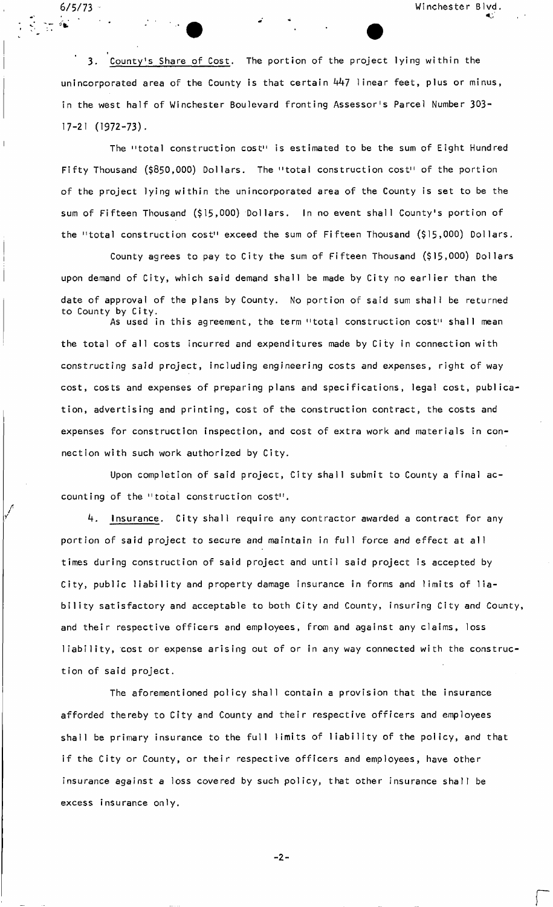3. County's Share of Cost. The portion of the project lying within the unincorporated area of the County is that certain 447 linear feet, plus or minus, in the west half of Winchester Boulevard fronting Assessor's Parcel Number 303-17-21 (1972-73).

The "total construction cost" is estimated to be the sum of Eight Hundred Fifty Thousand ($850,000) Dollars. The "total construction cost" of the portion of the project lying within the unincorporated area of the County is set to be the sum of Fifteen Thousand ($15,000) Dollars. In no event shall County's portion of the "total construction cost" exceed the sum of Fifteen Thousand ($15,000) Dollars.

County agrees to pay to City the sum of Fifteen Thousand ($15,000) Dollars upon demand of City, which said demand shall be made by City no earlier than the date of approval of the plans by County. No portion of said sum shall be returned to County by City.

As used in this agreement, the term "total construction cost" shall mean the total of all costs incurred and expenditures made by City in connection with constructing said project, including engineering costs and expenses, right of way cost, costs and expenses of preparing plans and specifications, legal cost, publication, advertising and printing, cost of the construction contract, the costs and expenses for construction inspection, and cost of extra work and materials in connection with such work authorized by City.

Upon completion of said project, City shall submit to County a final accounting of the "total construction cost".

4. Insurance. City shall require any contractor awarded a contract for any portion of said project to secure and maintain in full force and effect at all times during construction of said project and until said project is accepted by City, public liability and property damage insurance in forms and limits of liability satisfactory and acceptable to both City and County, insuring City and County, and their respective officers and employees, from and against any claims, loss liability, cost or expense arising out of or in any way connected with the construction of said project.

The aforementioned policy shall contain a provision that the insurance afforded thereby to City and County and their respective officers and employees shall be primary insurance to the full limits of liability of the policy, and that if the City or County, or their respective officers and employees, have other insurance against a loss covered by such policy, that other insurance shall be excess insurance only.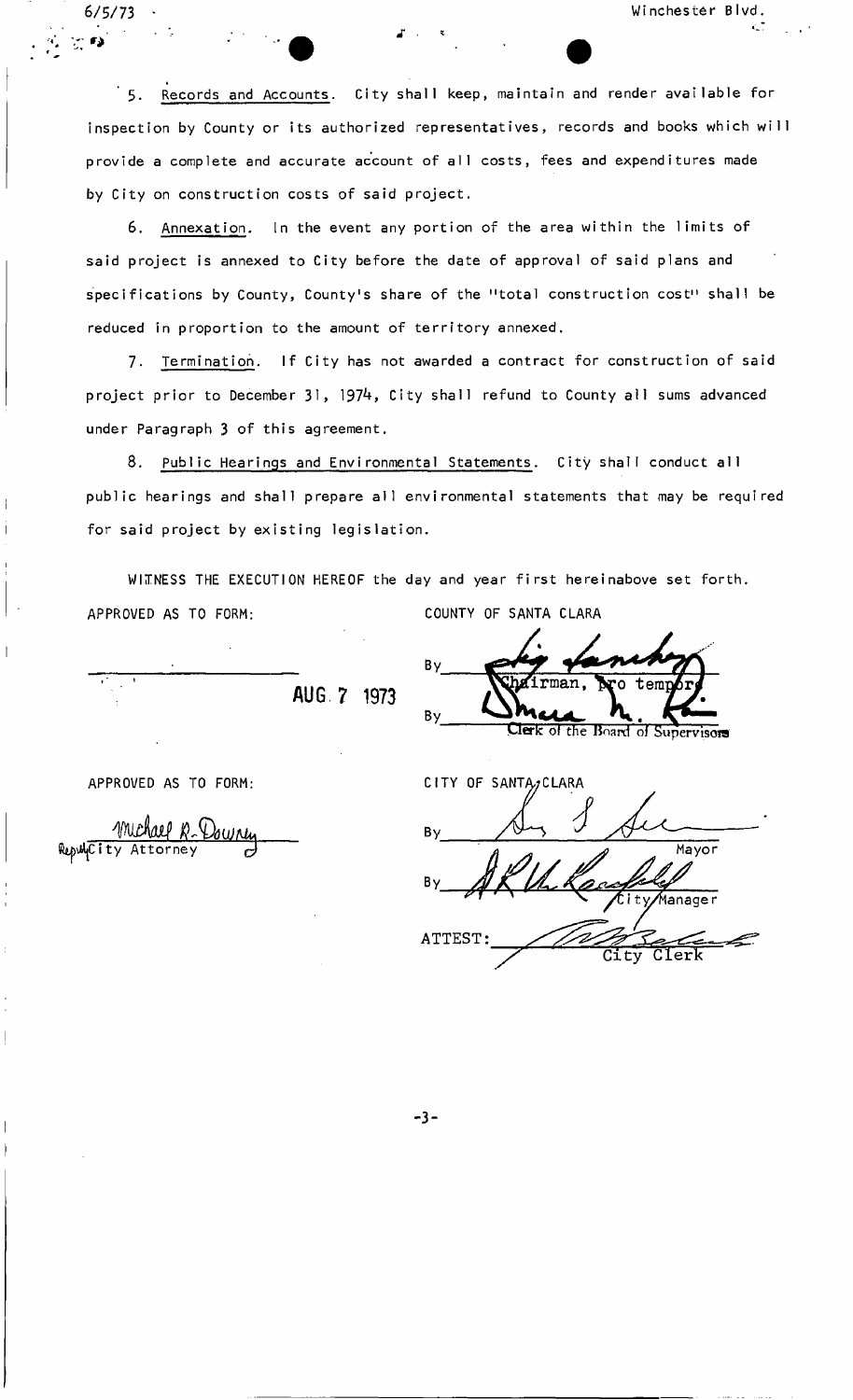5. Records and Accounts. City shall keep, maintain and render available for inspection by County or its authorized representatives, records and books which will provide a complete and accurate account of all costs, fees and expenditures made by City on construction costs of said project.

6. Annexation. In the event any portion of the area within the limits of said project is annexed to City before the date of approval of said plans and specifications by County, County's share of the "total construction cost" shall be reduced in proportion to the amount of territory annexed.

7. Termination. If City has not awarded a contract for construction of said project prior to December 31, 1974, City shall refund to County all sums advanced under Paragraph 3 of this agreement.

8. Public Hearings and Environmental Statements. City shall conduct all public hearings and shall prepare all environmental statements that may be required for said project by existing legislation.

WITNESS THE EXECUTION HEREOF the day and year first hereinabove set forth.

APPROVED AS TO FORM:

AUG 7 1973

COUNTY OF SANTA CLARA

By ______________________
Chairman, Pro tempore

By ______________________
Clerk of the Board of Supervisors

APPROVED AS TO FORM:

Michael R. Downey
Deputy City Attorney

CITY OF SANTA CLARA

By ______________________
Mayor

By ______________________
City Manager

ATTEST: ______________________
City Clerk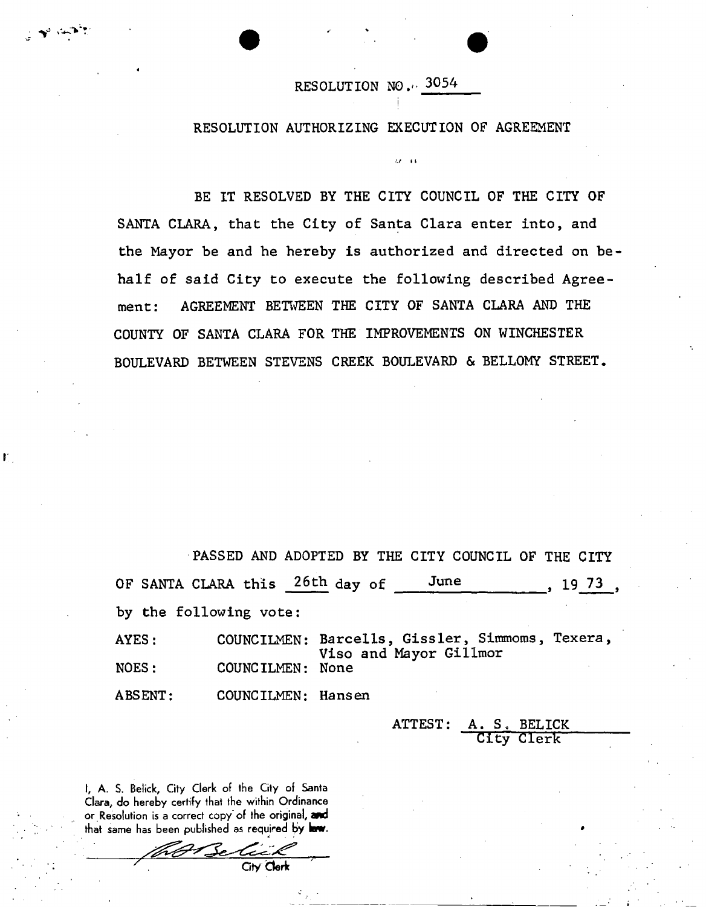RESOLUTION NO. 3054

RESOLUTION AUTHORIZING EXECUTION OF AGREEMENT

BE IT RESOLVED BY THE CITY COUNCIL OF THE CITY OF SANTA CLARA, that the City of Santa Clara enter into, and the Mayor be and he hereby is authorized and directed on behalf of said City to execute the following described Agreement: AGREEMENT BETWEEN THE CITY OF SANTA CLARA AND THE COUNTY OF SANTA CLARA FOR THE IMPROVEMENTS ON WINCHESTER BOULEVARD BETWEEN STEVENS CREEK BOULEVARD & BELLOMY STREET.

PASSED AND ADOPTED BY THE CITY COUNCIL OF THE CITY OF SANTA CLARA this 26th day of June, 1973, by the following vote:

AYES: COUNCILMEN: Barcells, Gissler, Simmoms, Texera, Viso and Mayor Gillmor

NOES: COUNCILMEN: None

ABSENT: COUNCILMEN: Hansen

ATTEST: A. S. BELICK
City Clerk

I, A. S. Belick, City Clerk of the City of Santa Clara, do hereby certify that the within Ordinance or Resolution is a correct copy of the original, and that same has been published as required by law.

City Clerk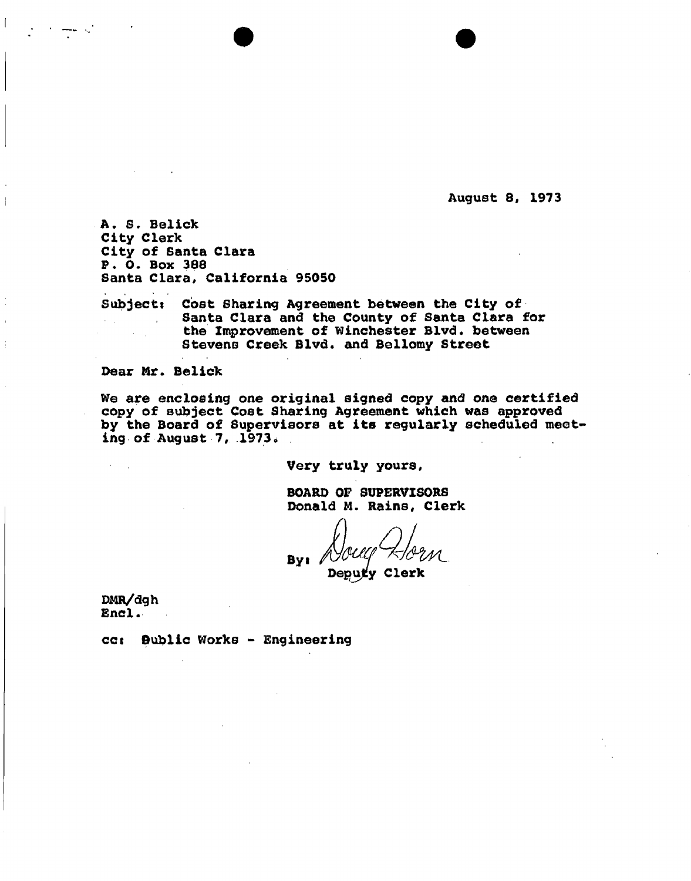August 8, 1973

A. S. Belick
City Clerk
City of Santa Clara
P. O. Box 388
Santa Clara, California 95050

Subject: Cost Sharing Agreement between the City of Santa Clara and the County of Santa Clara for the Improvement of Winchester Blvd. between Stevens Creek Blvd. and Bellomy Street

Dear Mr. Belick

We are enclosing one original signed copy and one certified copy of subject Cost Sharing Agreement which was approved by the Board of Supervisors at its regularly scheduled meeting of August 7, 1973.

Very truly yours,

BOARD OF SUPERVISORS
Donald M. Rains, Clerk

By: Doug Horn
Deputy Clerk

DMR/dgh
Encl.

cc: Public Works - Engineering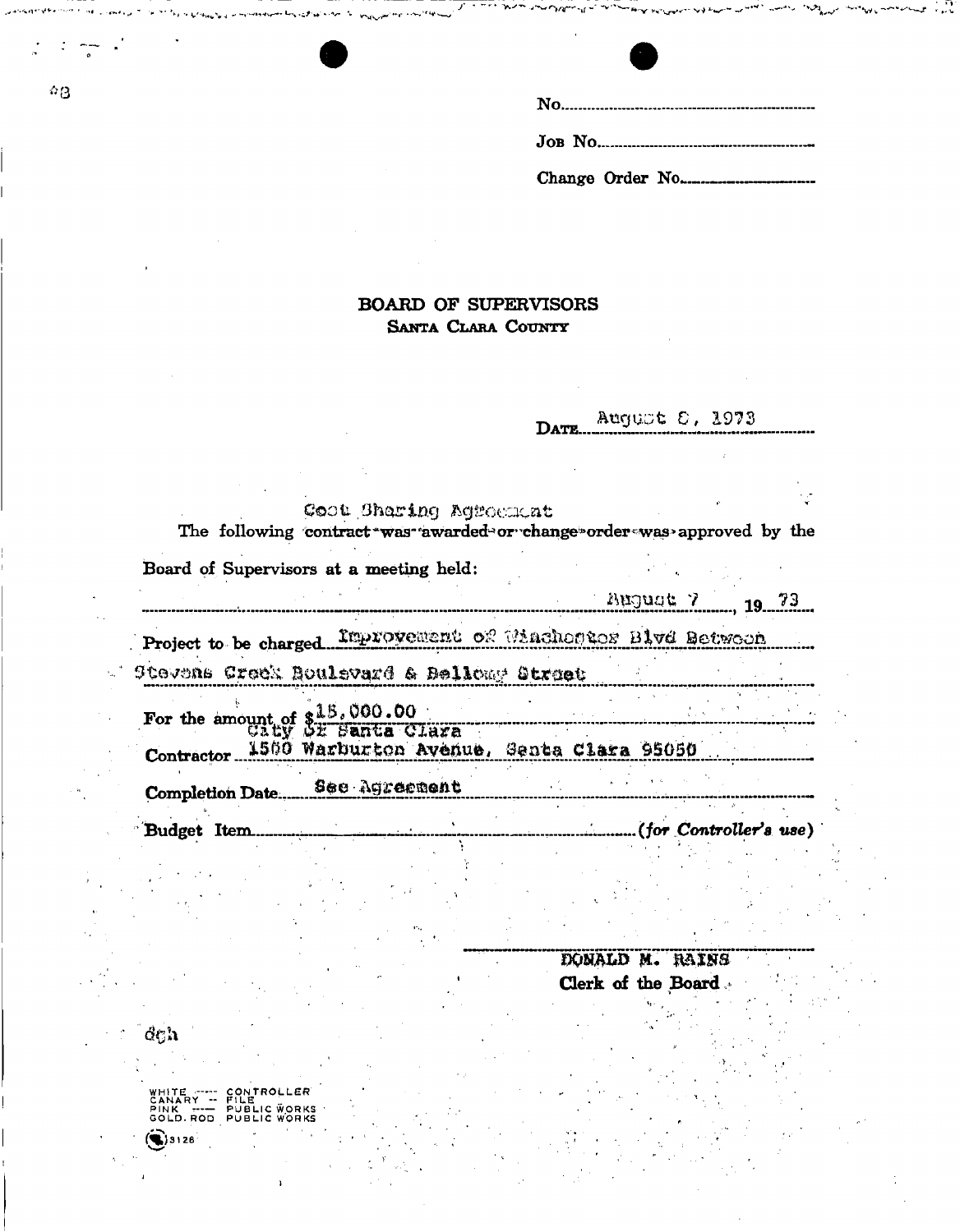No.

Job No.

Change Order No.

**BOARD OF SUPERVISORS**
**SANTA CLARA COUNTY**

DATE August 8, 1973

Cost Sharing Agreement

The following ~~contract was awarded or change order was~~ approved by the Board of Supervisors at a meeting held:

August 7, 19 73

Project to be charged Improvement of Winchester Blvd Between Stevens Creek Boulevard & Bellomy Street

For the amount of $15,000.00

Contractor City of Santa Clara 1500 Warburton Avenue, Santa Clara 95050

Completion Date See Agreement

Budget Item (for Controller's use)

DONALD M. RAINS
Clerk of the Board

dgh

WHITE — CONTROLLER
CANARY — FILE
PINK — PUBLIC WORKS
GOLD. ROD PUBLIC WORKS

3126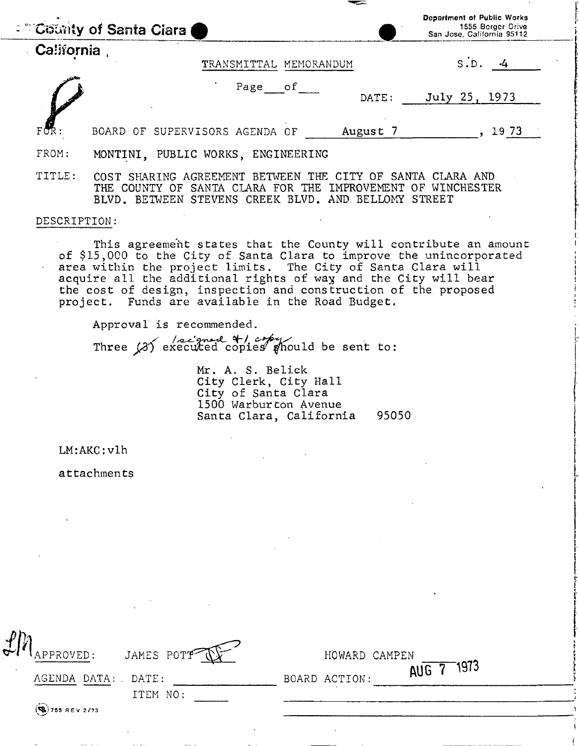County of Santa Clara

Department of Public Works
1555 Berger Drive
San Jose, California 95112

California

TRANSMITTAL MEMORANDUM

S.D. 4

Page ___ of ___

DATE: July 25, 1973

FOR: BOARD OF SUPERVISORS AGENDA OF August 7, 1973

FROM: MONTINI, PUBLIC WORKS, ENGINEERING

TITLE: COST SHARING AGREEMENT BETWEEN THE CITY OF SANTA CLARA AND THE COUNTY OF SANTA CLARA FOR THE IMPROVEMENT OF WINCHESTER BLVD. BETWEEN STEVENS CREEK BLVD. AND BELLOMY STREET

DESCRIPTION:

This agreement states that the County will contribute an amount of $15,000 to the City of Santa Clara to improve the unincorporated area within the project limits. The City of Santa Clara will acquire all the additional rights of way and the City will bear the cost of design, inspection and construction of the proposed project. Funds are available in the Road Budget.

Approval is recommended.

Three (3) executed copies should be sent to: (handwritten: 1 signed + 1 copy)

Mr. A. S. Belick
City Clerk, City Hall
City of Santa Clara
1500 Warburton Avenue
Santa Clara, California 95050

LM:AKC:vlh

attachments

APPROVED: JAMES POTT  HOWARD CAMPEN

AGENDA DATA: DATE: ___ BOARD ACTION: AUG 7 1973

ITEM NO: ___

755 REV 2/73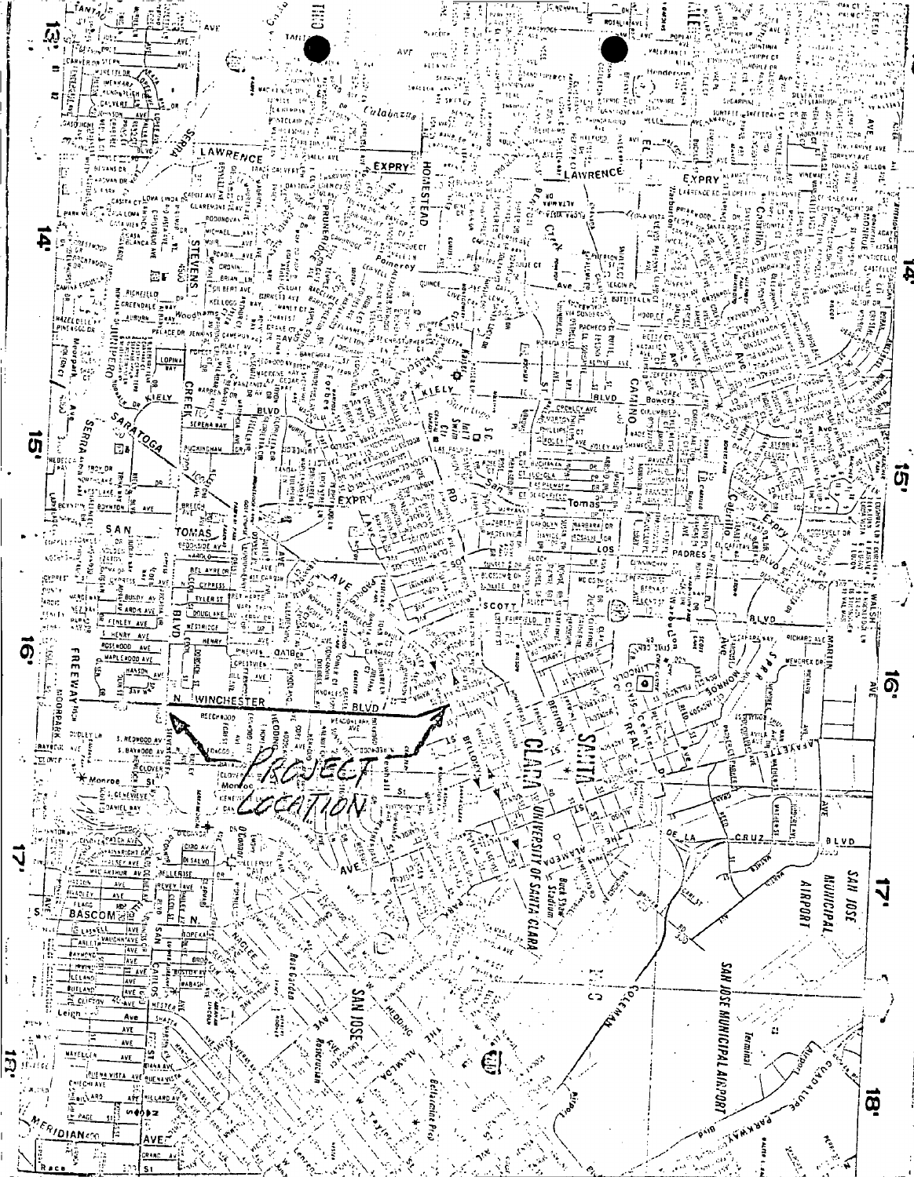PROJECT LOCATION